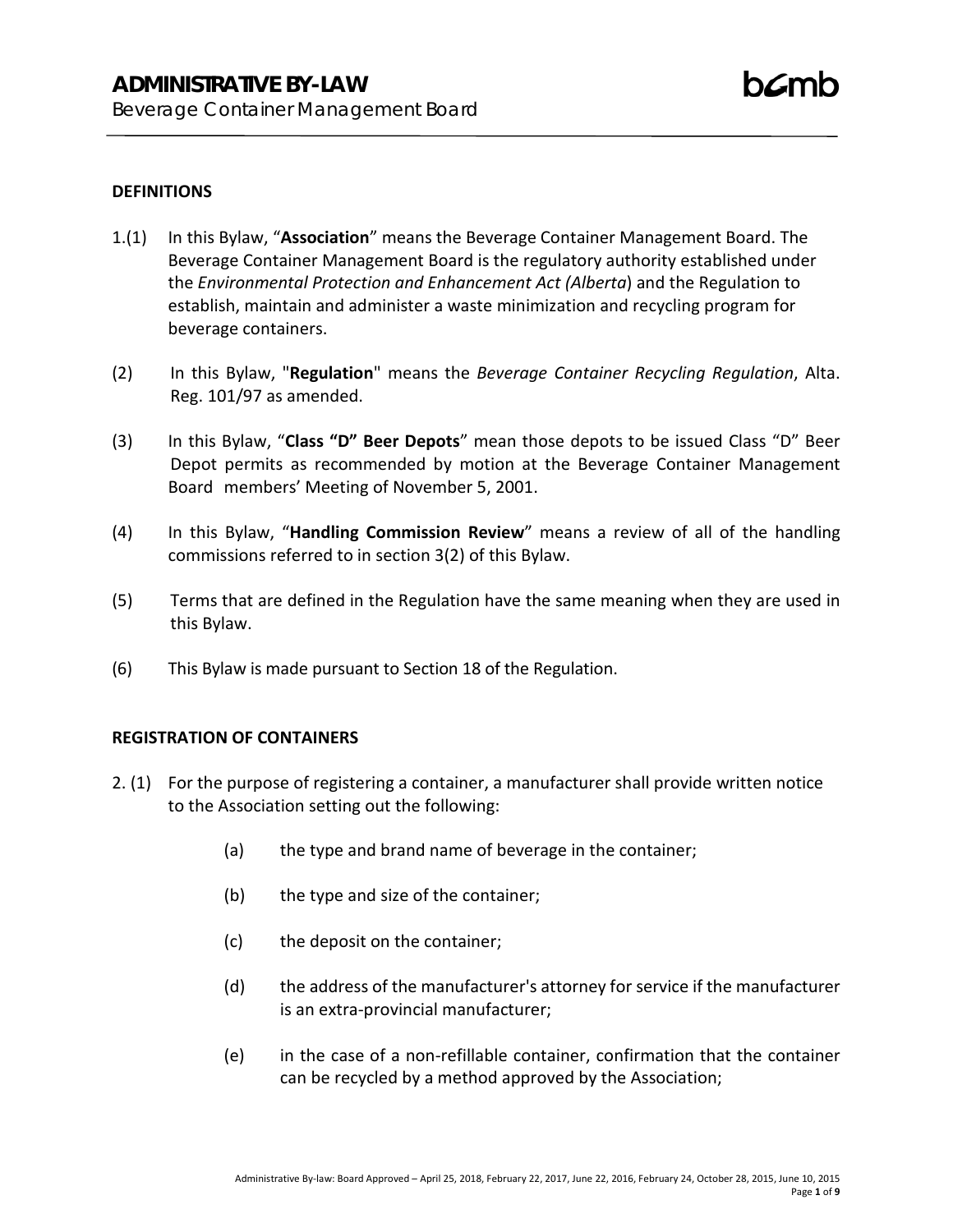# ADMINISTRATIVE BY-LAW

Beverage Container Management Board

## DEFINITIONS

1.(1) In this Bylaw, "**Association**" means the Beverage Container Management Board. The Beverage Container Management Board is the regulatory authority established under the *Environmental Protection and Enhancement Act (Alberta*) and the Regulation to establish, maintain and administer a waste minimization and recycling program for beverage containers.

(2) In this Bylaw, "**Regulation**" means the *Beverage Container Recycling Regulation*, Alta. Reg. 101/97 as amended.

(3) In this Bylaw, "**Class "D" Beer Depots**" mean those depots to be issued Class "D" Beer Depot permits as recommended by motion at the Beverage Container Management Board members' Meeting of November 5, 2001.

(4) In this Bylaw, "**Handling Commission Review**" means a review of all of the handling commissions referred to in section 3(2) of this Bylaw.

(5) Terms that are defined in the Regulation have the same meaning when they are used in this Bylaw.

(6) This Bylaw is made pursuant to Section 18 of the Regulation.

## REGISTRATION OF CONTAINERS

2. (1) For the purpose of registering a container, a manufacturer shall provide written notice to the Association setting out the following:

   (a) the type and brand name of beverage in the container;

   (b) the type and size of the container;

   (c) the deposit on the container;

   (d) the address of the manufacturer's attorney for service if the manufacturer is an extra-provincial manufacturer;

   (e) in the case of a non-refillable container, confirmation that the container can be recycled by a method approved by the Association;

Administrative By-law: Board Approved – April 25, 2018, February 22, 2017, June 22, 2016, February 24, October 28, 2015, June 10, 2015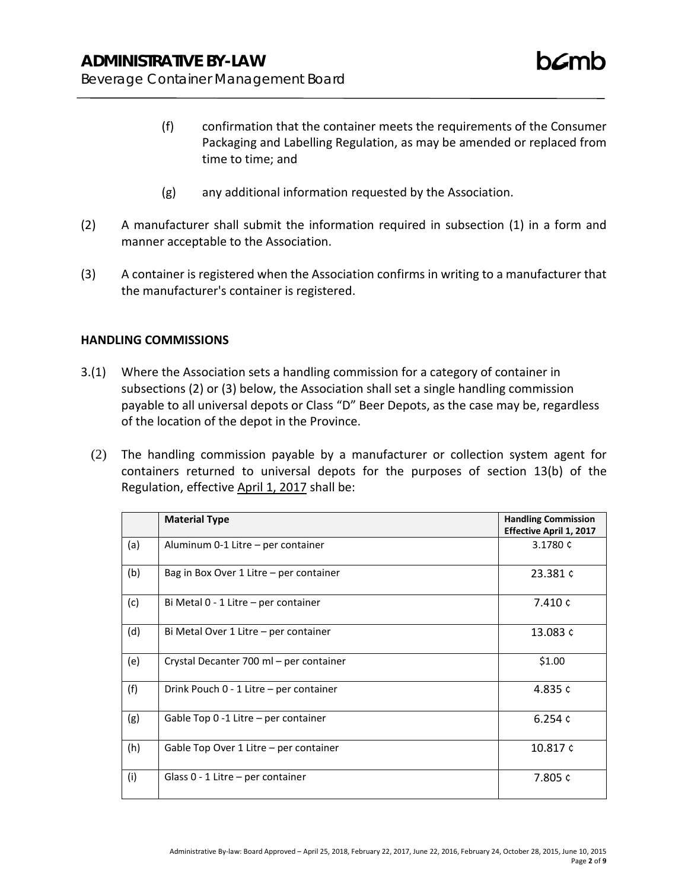(f) confirmation that the container meets the requirements of the Consumer Packaging and Labelling Regulation, as may be amended or replaced from time to time; and

(g) any additional information requested by the Association.

(2) A manufacturer shall submit the information required in subsection (1) in a form and manner acceptable to the Association.

(3) A container is registered when the Association confirms in writing to a manufacturer that the manufacturer's container is registered.

**HANDLING COMMISSIONS**

3.(1) Where the Association sets a handling commission for a category of container in subsections (2) or (3) below, the Association shall set a single handling commission payable to all universal depots or Class "D" Beer Depots, as the case may be, regardless of the location of the depot in the Province.

(2) The handling commission payable by a manufacturer or collection system agent for containers returned to universal depots for the purposes of section 13(b) of the Regulation, effective April 1, 2017 shall be:

| | **Material Type** | **Handling Commission Effective April 1, 2017** |
|---|---|---|
| (a) | Aluminum 0-1 Litre – per container | 3.1780 ¢ |
| (b) | Bag in Box Over 1 Litre – per container | 23.381 ¢ |
| (c) | Bi Metal 0 - 1 Litre – per container | 7.410 ¢ |
| (d) | Bi Metal Over 1 Litre – per container | 13.083 ¢ |
| (e) | Crystal Decanter 700 ml – per container | $1.00 |
| (f) | Drink Pouch 0 - 1 Litre – per container | 4.835 ¢ |
| (g) | Gable Top 0 -1 Litre – per container | 6.254 ¢ |
| (h) | Gable Top Over 1 Litre – per container | 10.817 ¢ |
| (i) | Glass 0 - 1 Litre – per container | 7.805 ¢ |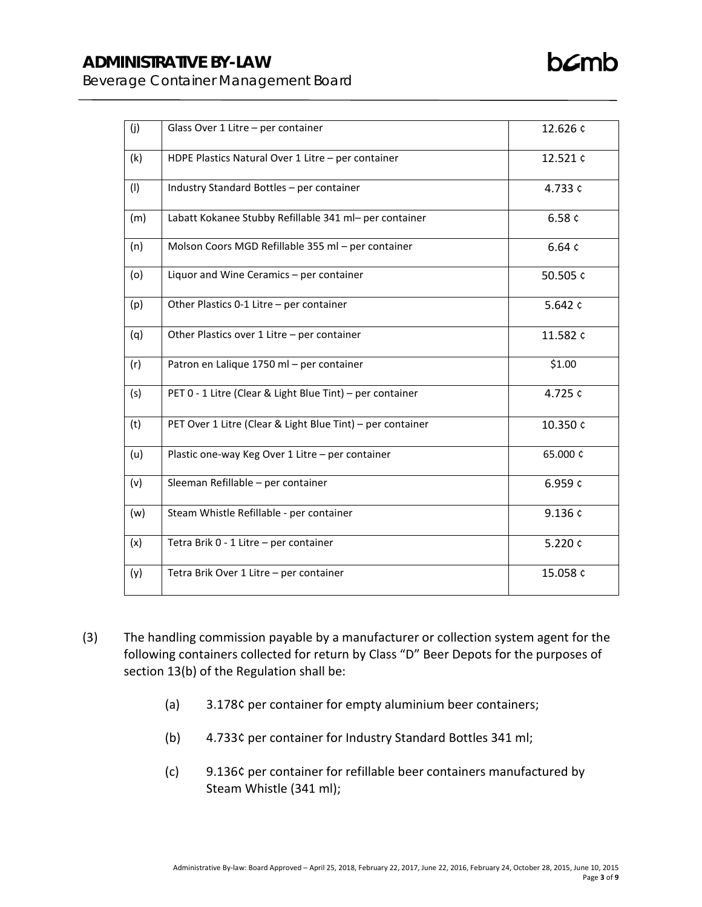| | | |
|---|---|---|
| (j) | Glass Over 1 Litre – per container | 12.626 ¢ |
| (k) | HDPE Plastics Natural Over 1 Litre – per container | 12.521 ¢ |
| (l) | Industry Standard Bottles – per container | 4.733 ¢ |
| (m) | Labatt Kokanee Stubby Refillable 341 ml– per container | 6.58 ¢ |
| (n) | Molson Coors MGD Refillable 355 ml – per container | 6.64 ¢ |
| (o) | Liquor and Wine Ceramics – per container | 50.505 ¢ |
| (p) | Other Plastics 0-1 Litre – per container | 5.642 ¢ |
| (q) | Other Plastics over 1 Litre – per container | 11.582 ¢ |
| (r) | Patron en Lalique 1750 ml – per container | $1.00 |
| (s) | PET 0 - 1 Litre (Clear & Light Blue Tint) – per container | 4.725 ¢ |
| (t) | PET Over 1 Litre (Clear & Light Blue Tint) – per container | 10.350 ¢ |
| (u) | Plastic one-way Keg Over 1 Litre – per container | 65.000 ¢ |
| (v) | Sleeman Refillable – per container | 6.959 ¢ |
| (w) | Steam Whistle Refillable - per container | 9.136 ¢ |
| (x) | Tetra Brik 0 - 1 Litre – per container | 5.220 ¢ |
| (y) | Tetra Brik Over 1 Litre – per container | 15.058 ¢ |

(3) The handling commission payable by a manufacturer or collection system agent for the following containers collected for return by Class "D" Beer Depots for the purposes of section 13(b) of the Regulation shall be:

(a) 3.178¢ per container for empty aluminium beer containers;

(b) 4.733¢ per container for Industry Standard Bottles 341 ml;

(c) 9.136¢ per container for refillable beer containers manufactured by Steam Whistle (341 ml);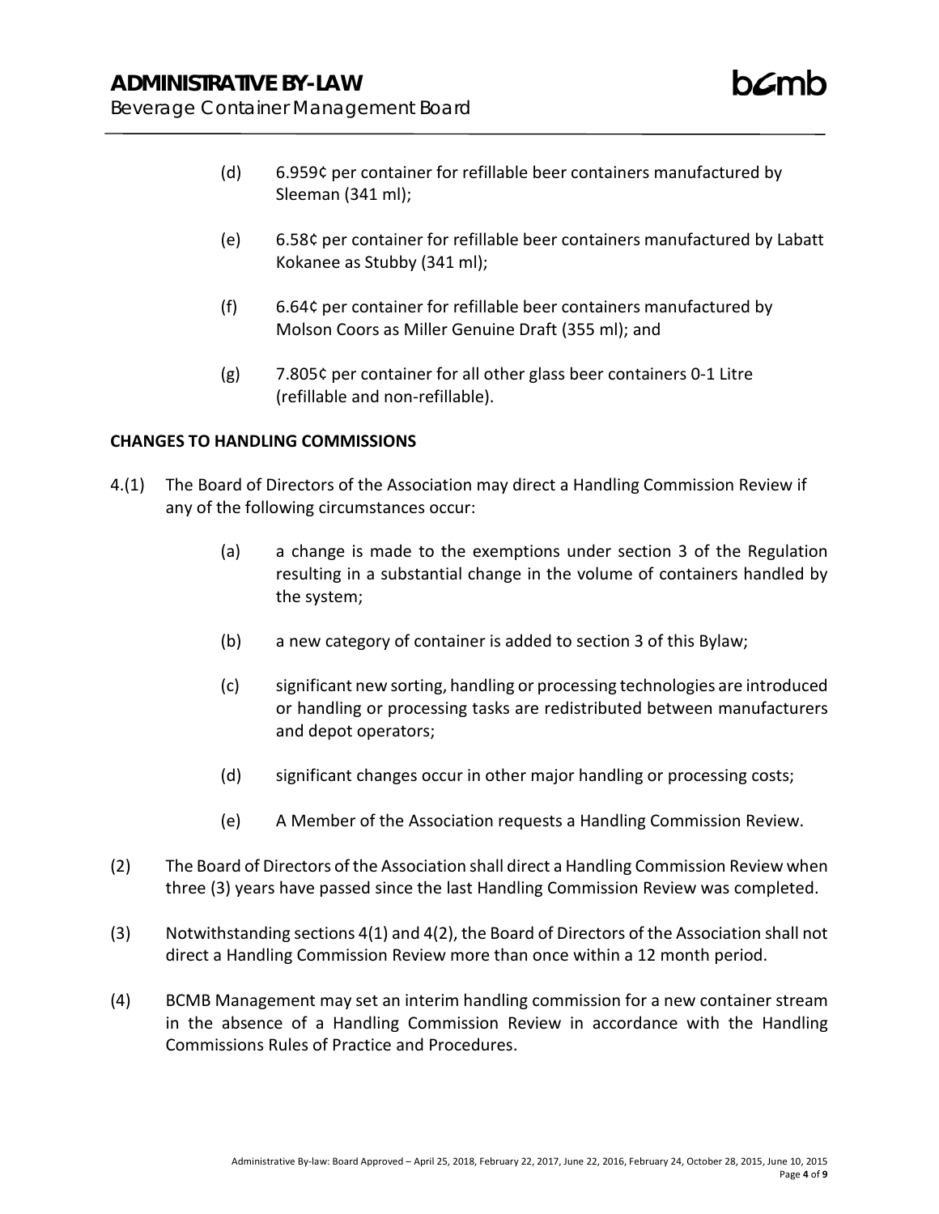(d) 6.959¢ per container for refillable beer containers manufactured by Sleeman (341 ml);

(e) 6.58¢ per container for refillable beer containers manufactured by Labatt Kokanee as Stubby (341 ml);

(f) 6.64¢ per container for refillable beer containers manufactured by Molson Coors as Miller Genuine Draft (355 ml); and

(g) 7.805¢ per container for all other glass beer containers 0-1 Litre (refillable and non-refillable).

**CHANGES TO HANDLING COMMISSIONS**

4.(1) The Board of Directors of the Association may direct a Handling Commission Review if any of the following circumstances occur:

(a) a change is made to the exemptions under section 3 of the Regulation resulting in a substantial change in the volume of containers handled by the system;

(b) a new category of container is added to section 3 of this Bylaw;

(c) significant new sorting, handling or processing technologies are introduced or handling or processing tasks are redistributed between manufacturers and depot operators;

(d) significant changes occur in other major handling or processing costs;

(e) A Member of the Association requests a Handling Commission Review.

(2) The Board of Directors of the Association shall direct a Handling Commission Review when three (3) years have passed since the last Handling Commission Review was completed.

(3) Notwithstanding sections 4(1) and 4(2), the Board of Directors of the Association shall not direct a Handling Commission Review more than once within a 12 month period.

(4) BCMB Management may set an interim handling commission for a new container stream in the absence of a Handling Commission Review in accordance with the Handling Commissions Rules of Practice and Procedures.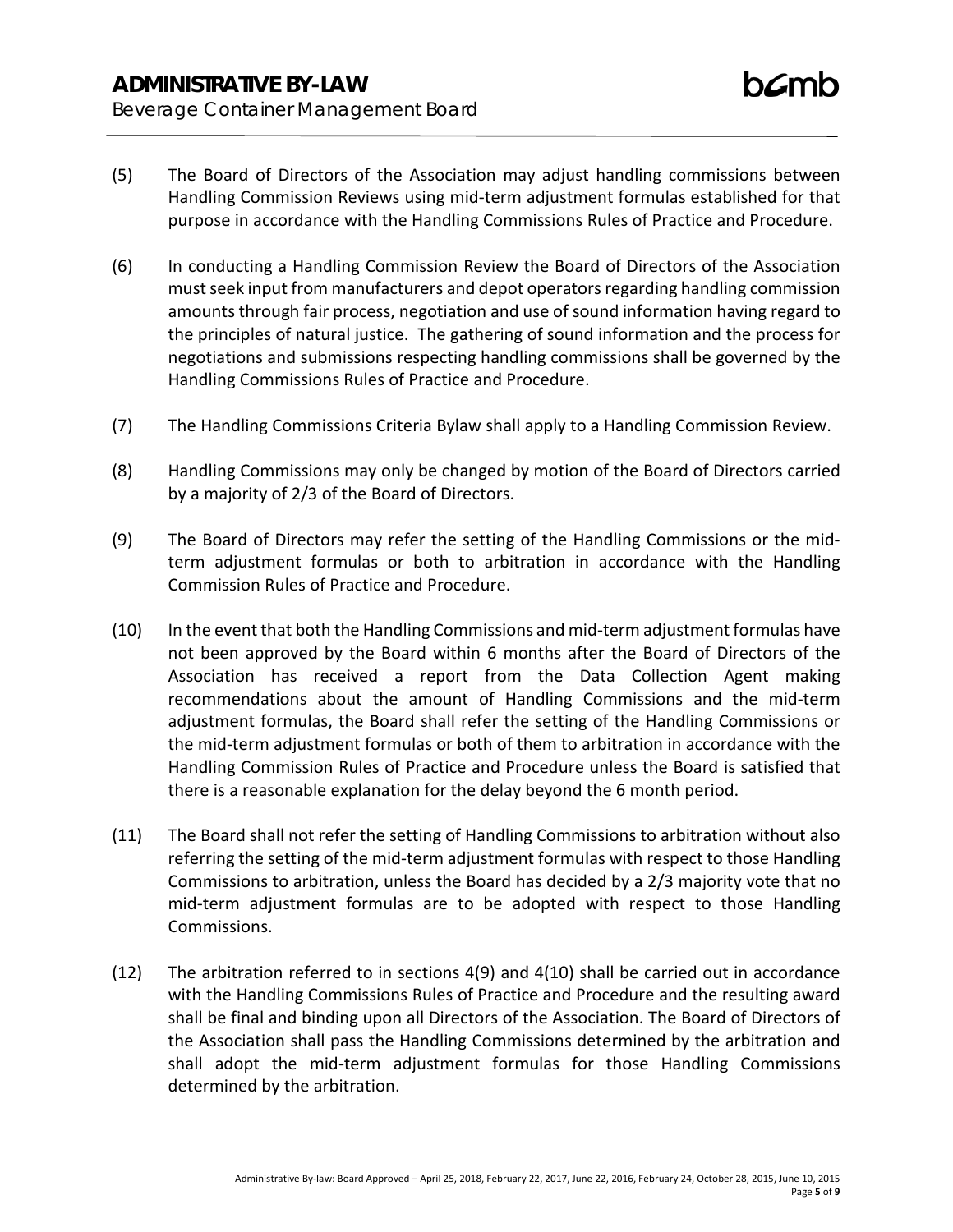(5) The Board of Directors of the Association may adjust handling commissions between Handling Commission Reviews using mid-term adjustment formulas established for that purpose in accordance with the Handling Commissions Rules of Practice and Procedure.

(6) In conducting a Handling Commission Review the Board of Directors of the Association must seek input from manufacturers and depot operators regarding handling commission amounts through fair process, negotiation and use of sound information having regard to the principles of natural justice. The gathering of sound information and the process for negotiations and submissions respecting handling commissions shall be governed by the Handling Commissions Rules of Practice and Procedure.

(7) The Handling Commissions Criteria Bylaw shall apply to a Handling Commission Review.

(8) Handling Commissions may only be changed by motion of the Board of Directors carried by a majority of 2/3 of the Board of Directors.

(9) The Board of Directors may refer the setting of the Handling Commissions or the mid-term adjustment formulas or both to arbitration in accordance with the Handling Commission Rules of Practice and Procedure.

(10) In the event that both the Handling Commissions and mid-term adjustment formulas have not been approved by the Board within 6 months after the Board of Directors of the Association has received a report from the Data Collection Agent making recommendations about the amount of Handling Commissions and the mid-term adjustment formulas, the Board shall refer the setting of the Handling Commissions or the mid-term adjustment formulas or both of them to arbitration in accordance with the Handling Commission Rules of Practice and Procedure unless the Board is satisfied that there is a reasonable explanation for the delay beyond the 6 month period.

(11) The Board shall not refer the setting of Handling Commissions to arbitration without also referring the setting of the mid-term adjustment formulas with respect to those Handling Commissions to arbitration, unless the Board has decided by a 2/3 majority vote that no mid-term adjustment formulas are to be adopted with respect to those Handling Commissions.

(12) The arbitration referred to in sections 4(9) and 4(10) shall be carried out in accordance with the Handling Commissions Rules of Practice and Procedure and the resulting award shall be final and binding upon all Directors of the Association. The Board of Directors of the Association shall pass the Handling Commissions determined by the arbitration and shall adopt the mid-term adjustment formulas for those Handling Commissions determined by the arbitration.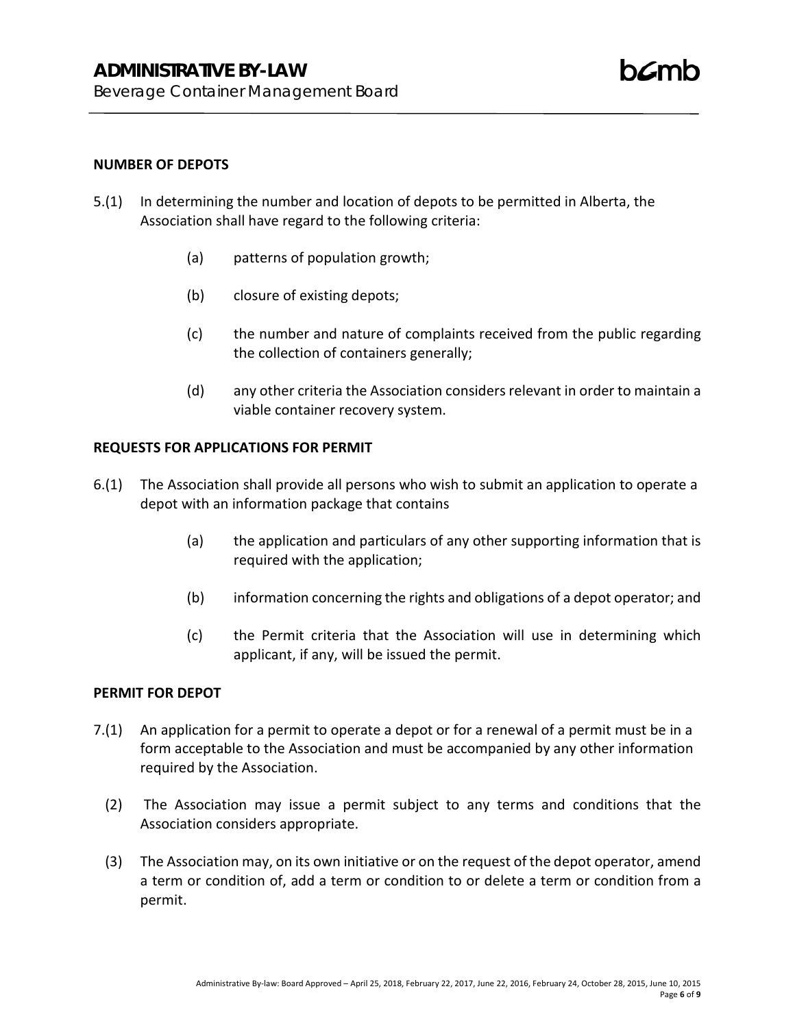## NUMBER OF DEPOTS

5.(1) In determining the number and location of depots to be permitted in Alberta, the Association shall have regard to the following criteria:

(a) patterns of population growth;

(b) closure of existing depots;

(c) the number and nature of complaints received from the public regarding the collection of containers generally;

(d) any other criteria the Association considers relevant in order to maintain a viable container recovery system.

## REQUESTS FOR APPLICATIONS FOR PERMIT

6.(1) The Association shall provide all persons who wish to submit an application to operate a depot with an information package that contains

(a) the application and particulars of any other supporting information that is required with the application;

(b) information concerning the rights and obligations of a depot operator; and

(c) the Permit criteria that the Association will use in determining which applicant, if any, will be issued the permit.

## PERMIT FOR DEPOT

7.(1) An application for a permit to operate a depot or for a renewal of a permit must be in a form acceptable to the Association and must be accompanied by any other information required by the Association.

(2) The Association may issue a permit subject to any terms and conditions that the Association considers appropriate.

(3) The Association may, on its own initiative or on the request of the depot operator, amend a term or condition of, add a term or condition to or delete a term or condition from a permit.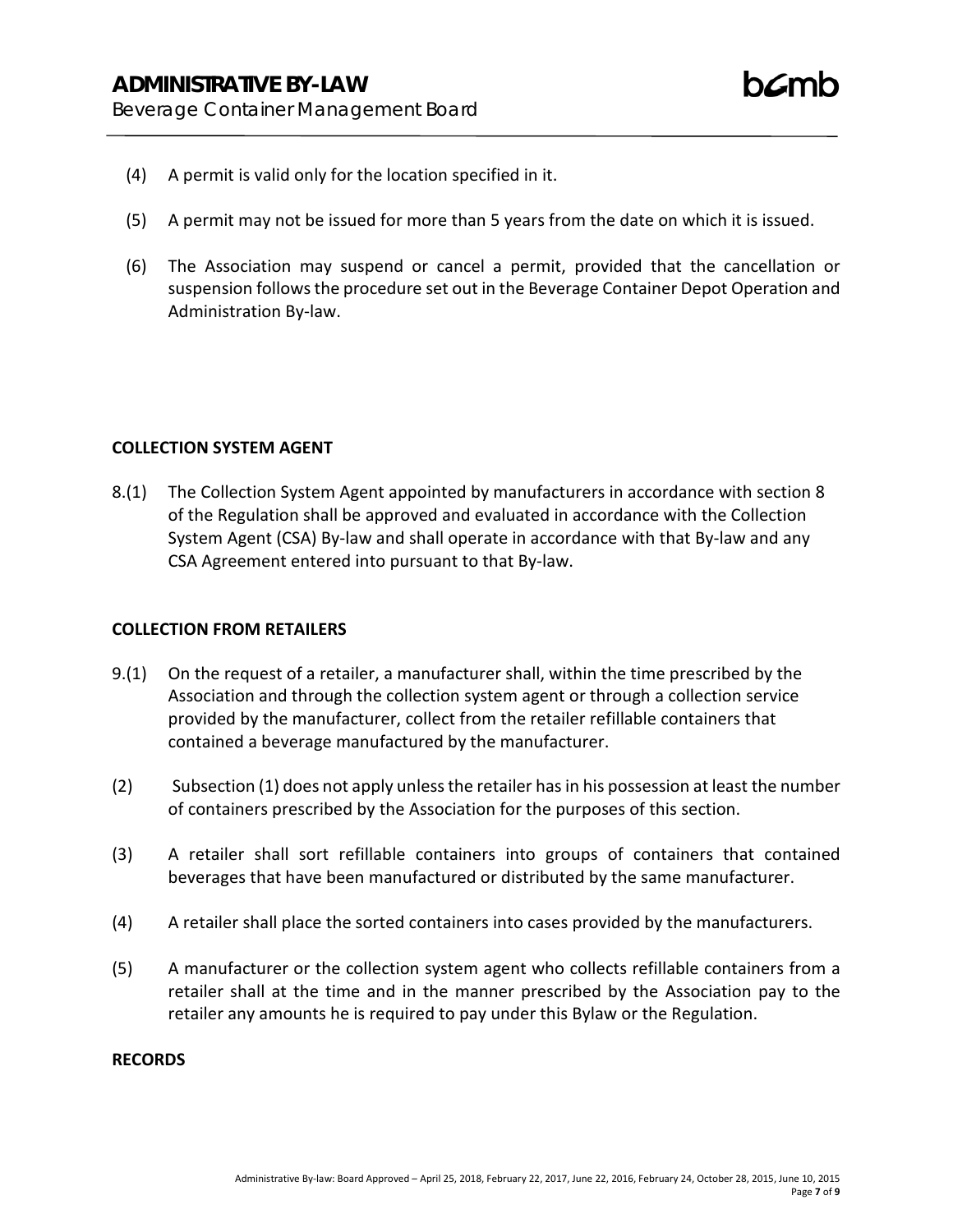(4) A permit is valid only for the location specified in it.

(5) A permit may not be issued for more than 5 years from the date on which it is issued.

(6) The Association may suspend or cancel a permit, provided that the cancellation or suspension follows the procedure set out in the Beverage Container Depot Operation and Administration By-law.

**COLLECTION SYSTEM AGENT**

8.(1) The Collection System Agent appointed by manufacturers in accordance with section 8 of the Regulation shall be approved and evaluated in accordance with the Collection System Agent (CSA) By-law and shall operate in accordance with that By-law and any CSA Agreement entered into pursuant to that By-law.

**COLLECTION FROM RETAILERS**

9.(1) On the request of a retailer, a manufacturer shall, within the time prescribed by the Association and through the collection system agent or through a collection service provided by the manufacturer, collect from the retailer refillable containers that contained a beverage manufactured by the manufacturer.

(2) Subsection (1) does not apply unless the retailer has in his possession at least the number of containers prescribed by the Association for the purposes of this section.

(3) A retailer shall sort refillable containers into groups of containers that contained beverages that have been manufactured or distributed by the same manufacturer.

(4) A retailer shall place the sorted containers into cases provided by the manufacturers.

(5) A manufacturer or the collection system agent who collects refillable containers from a retailer shall at the time and in the manner prescribed by the Association pay to the retailer any amounts he is required to pay under this Bylaw or the Regulation.

**RECORDS**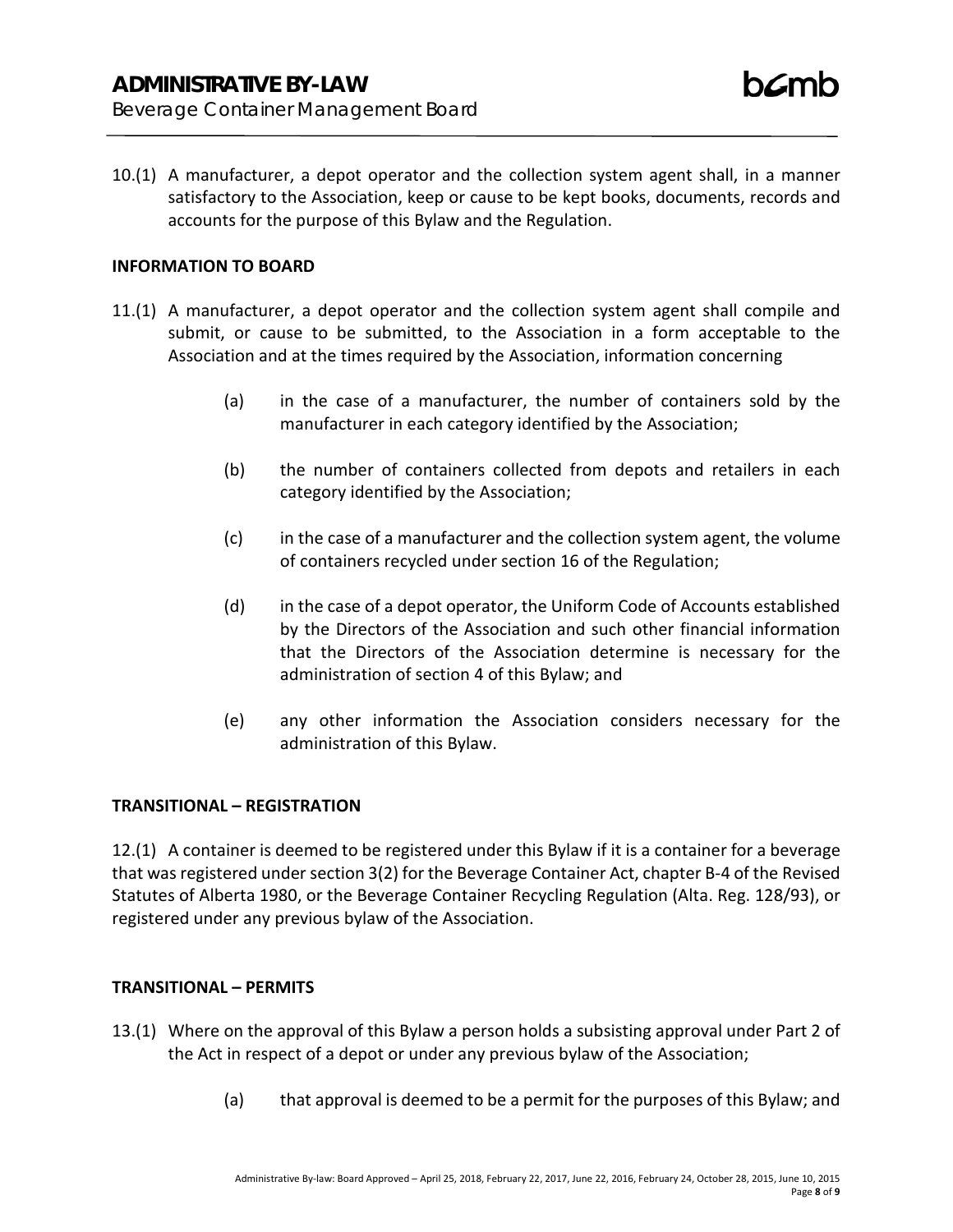10.(1) A manufacturer, a depot operator and the collection system agent shall, in a manner satisfactory to the Association, keep or cause to be kept books, documents, records and accounts for the purpose of this Bylaw and the Regulation.

**INFORMATION TO BOARD**

11.(1) A manufacturer, a depot operator and the collection system agent shall compile and submit, or cause to be submitted, to the Association in a form acceptable to the Association and at the times required by the Association, information concerning

(a) in the case of a manufacturer, the number of containers sold by the manufacturer in each category identified by the Association;

(b) the number of containers collected from depots and retailers in each category identified by the Association;

(c) in the case of a manufacturer and the collection system agent, the volume of containers recycled under section 16 of the Regulation;

(d) in the case of a depot operator, the Uniform Code of Accounts established by the Directors of the Association and such other financial information that the Directors of the Association determine is necessary for the administration of section 4 of this Bylaw; and

(e) any other information the Association considers necessary for the administration of this Bylaw.

**TRANSITIONAL – REGISTRATION**

12.(1) A container is deemed to be registered under this Bylaw if it is a container for a beverage that was registered under section 3(2) for the Beverage Container Act, chapter B-4 of the Revised Statutes of Alberta 1980, or the Beverage Container Recycling Regulation (Alta. Reg. 128/93), or registered under any previous bylaw of the Association.

**TRANSITIONAL – PERMITS**

13.(1) Where on the approval of this Bylaw a person holds a subsisting approval under Part 2 of the Act in respect of a depot or under any previous bylaw of the Association;

(a) that approval is deemed to be a permit for the purposes of this Bylaw; and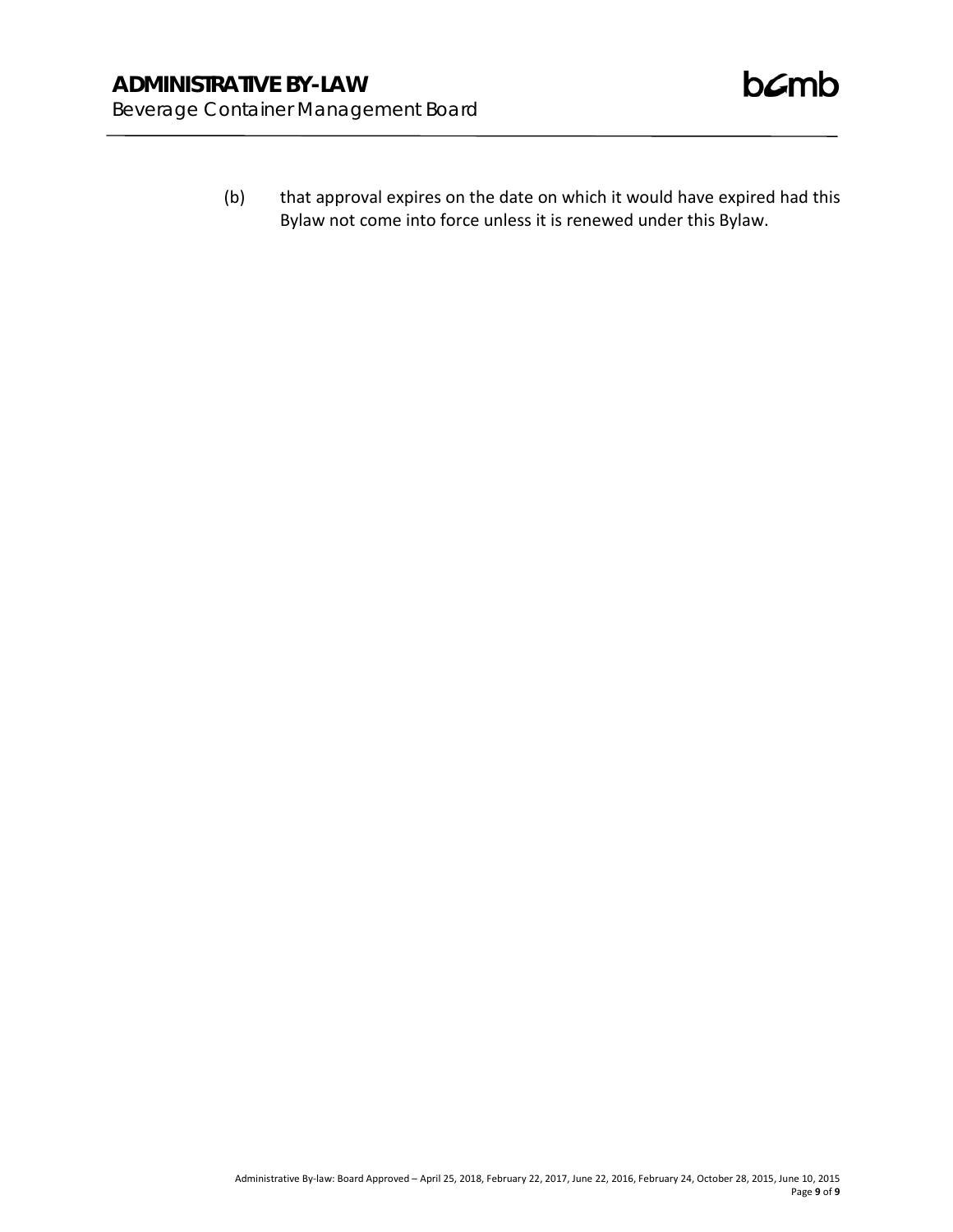(b) that approval expires on the date on which it would have expired had this Bylaw not come into force unless it is renewed under this Bylaw.